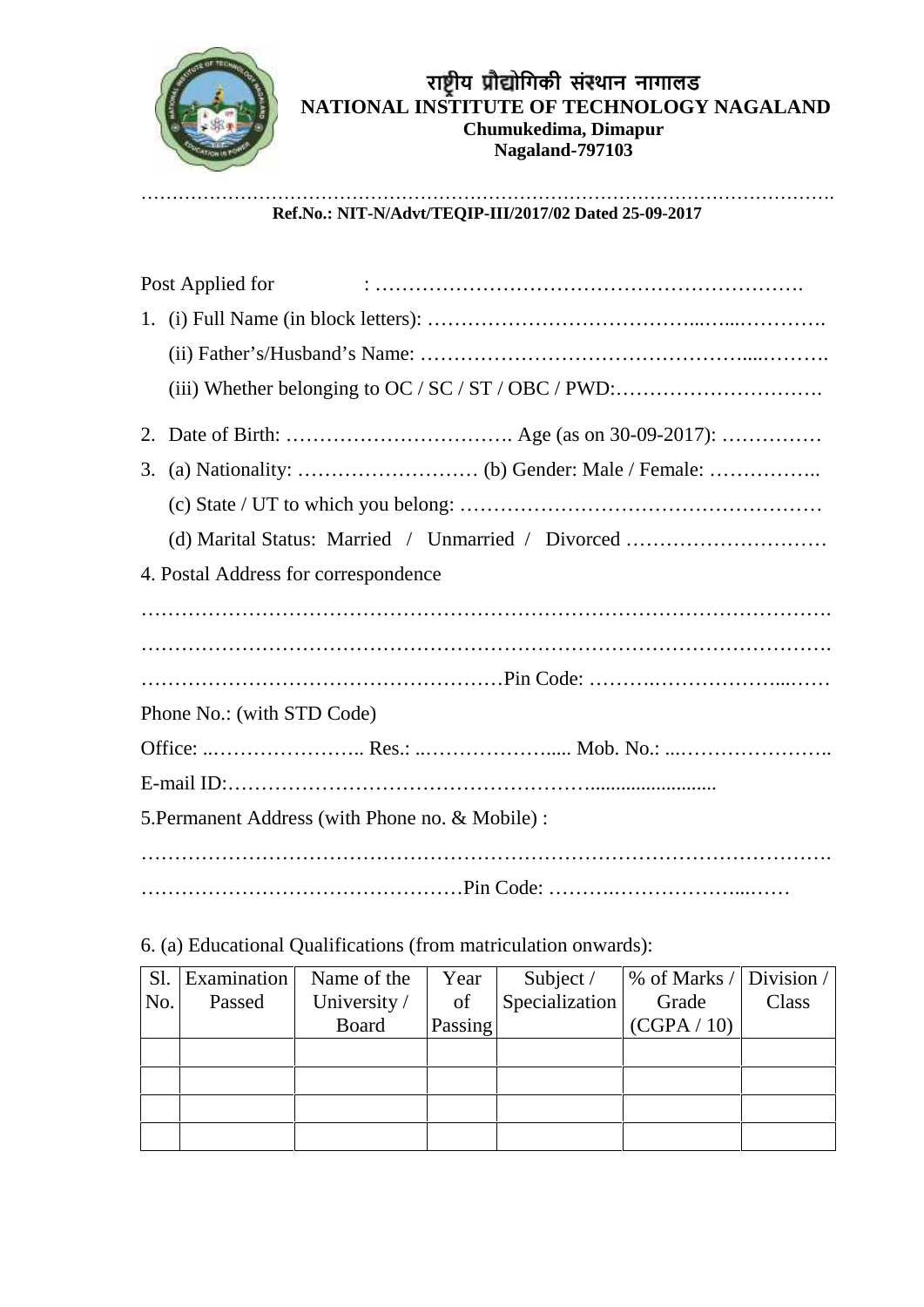# राष्ट्रीय प्रौद्योगिकी संस्थान नागालड

## NATIONAL INSTITUTE OF TECHNOLOGY NAGALAND

**Chumukedima, Dimapur**

**Nagaland-797103**

……………………………………………………………………………………………………….

**Ref.No.: NIT-N/Advt/TEQIP-III/2017/02 Dated 25-09-2017**

Post Applied for : ……………………………………………………….

1. (i) Full Name (in block letters): ………………………………...…...………….
   
   (ii) Father's/Husband's Name: …………………………………………....……….
   
   (iii) Whether belonging to OC / SC / ST / OBC / PWD:………………………….

2. Date of Birth: ……………………………. Age (as on 30-09-2017): ……………

3. (a) Nationality: ……………………… (b) Gender: Male / Female: ……………..
   
   (c) State / UT to which you belong: ………………………………………………
   
   (d) Marital Status: Married / Unmarried / Divorced …………………………

4. Postal Address for correspondence

……………………………………………………………………………………………….

……………………………………………………………………………………………….

………………………………………………Pin Code: ……….………………...……

Phone No.: (with STD Code)

Office: ..………………….. Res.: ..……………….... Mob. No.: ...…………………..

E-mail ID:……………………………………………….......................

5. Permanent Address (with Phone no. & Mobile) :

……………………………………………………………………………………………….

…………………………………………Pin Code: ……….………………...……

6. (a) Educational Qualifications (from matriculation onwards):

| Sl. No. | Examination Passed | Name of the University / Board | Year of Passing | Subject / Specialization | % of Marks / Grade (CGPA / 10) | Division / Class |
|---|---|---|---|---|---|---|
| | | | | | | |
| | | | | | | |
| | | | | | | |
| | | | | | | |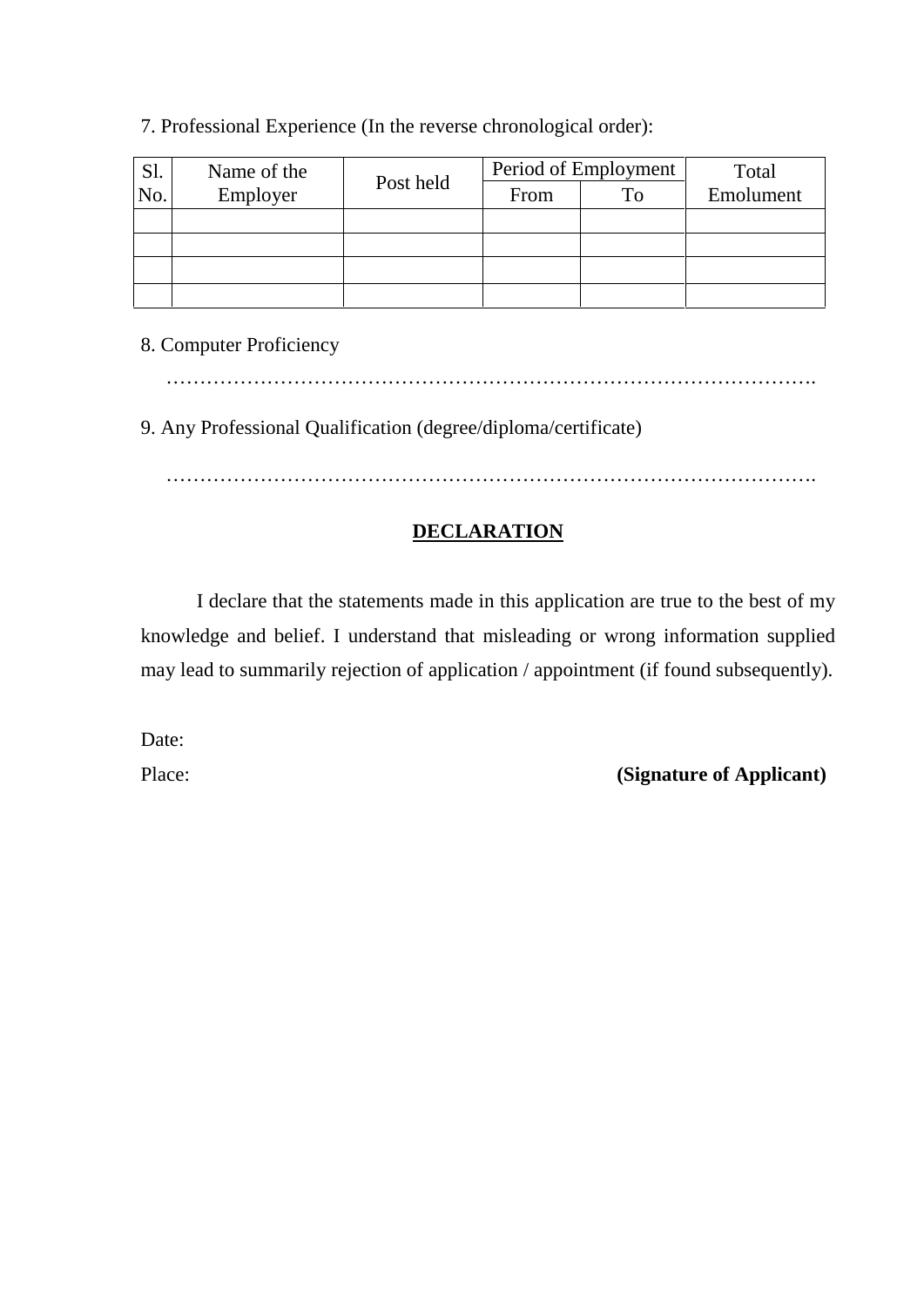7. Professional Experience (In the reverse chronological order):

| Sl. No. | Name of the Employer | Post held | Period of Employment | | Total Emolument |
|---|---|---|---|---|---|
| | | | From | To | |
| | | | | | |
| | | | | | |
| | | | | | |
| | | | | | |

8. Computer Proficiency

…………………………………………………………………………………….

9. Any Professional Qualification (degree/diploma/certificate)

…………………………………………………………………………………….

**DECLARATION**

I declare that the statements made in this application are true to the best of my knowledge and belief. I understand that misleading or wrong information supplied may lead to summarily rejection of application / appointment (if found subsequently).

Date:

Place: **(Signature of Applicant)**